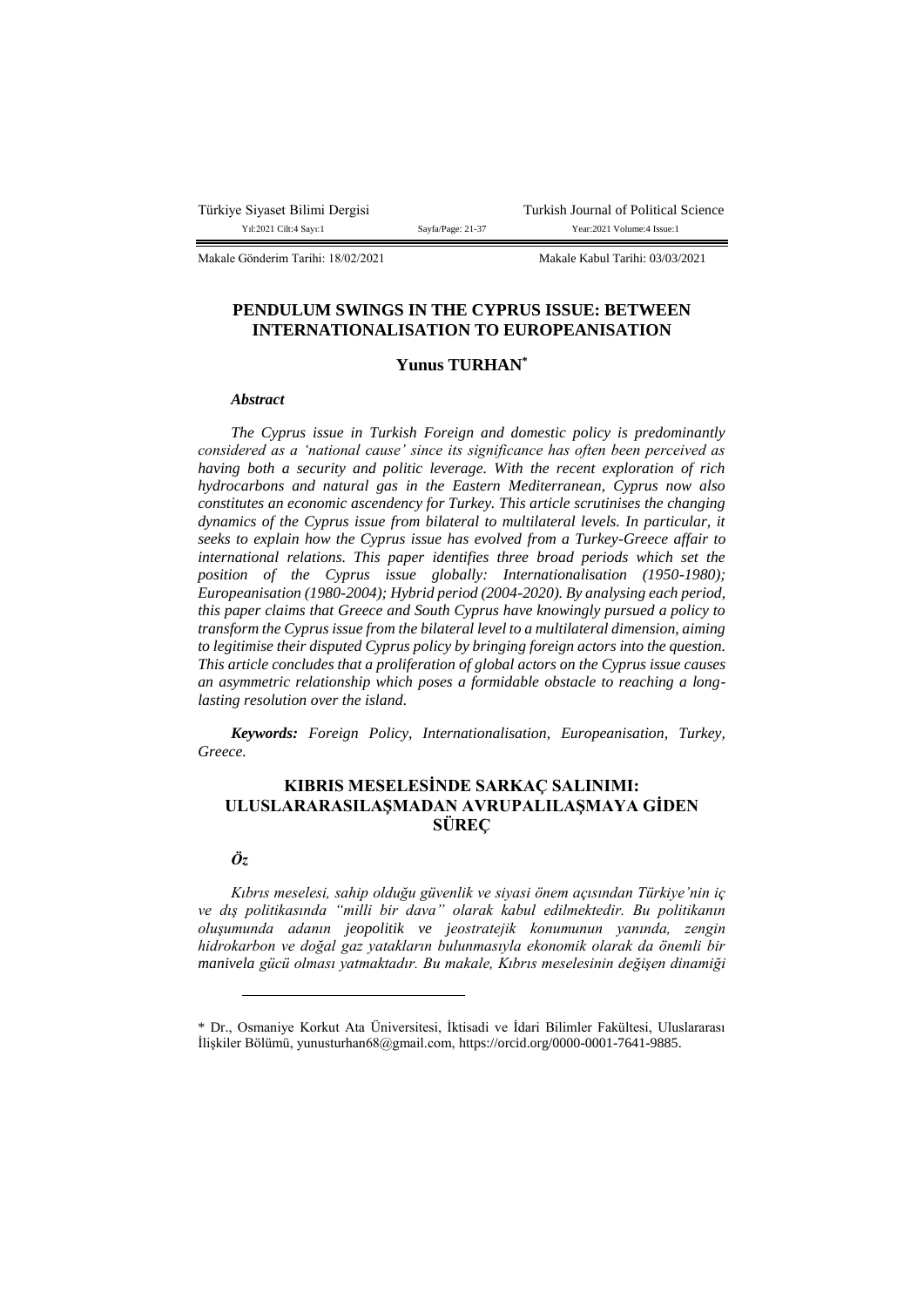Makale Gönderim Tarihi: 18/02/2021 Makale Kabul Tarihi: 03/03/2021

# PENDULUM SWINGS IN THE CYPRUS ISSUE: BETWEEN INTERNATIONALISATION TO EUROPEANISATION

**Yunus TURHAN***

***Abstract***

*The Cyprus issue in Turkish Foreign and domestic policy is predominantly considered as a 'national cause' since its significance has often been perceived as having both a security and politic leverage. With the recent exploration of rich hydrocarbons and natural gas in the Eastern Mediterranean, Cyprus now also constitutes an economic ascendency for Turkey. This article scrutinises the changing dynamics of the Cyprus issue from bilateral to multilateral levels. In particular, it seeks to explain how the Cyprus issue has evolved from a Turkey-Greece affair to international relations. This paper identifies three broad periods which set the position of the Cyprus issue globally: Internationalisation (1950-1980); Europeanisation (1980-2004); Hybrid period (2004-2020). By analysing each period, this paper claims that Greece and South Cyprus have knowingly pursued a policy to transform the Cyprus issue from the bilateral level to a multilateral dimension, aiming to legitimise their disputed Cyprus policy by bringing foreign actors into the question. This article concludes that a proliferation of global actors on the Cyprus issue causes an asymmetric relationship which poses a formidable obstacle to reaching a long-lasting resolution over the island.*

***Keywords:*** *Foreign Policy, Internationalisation, Europeanisation, Turkey, Greece.*

# KIBRIS MESELESİNDE SARKAÇ SALINIMI: ULUSLARARASILAŞMADAN AVRUPALILAŞMAYA GİDEN SÜREÇ

***Öz***

*Kıbrıs meselesi, sahip olduğu güvenlik ve siyasi önem açısından Türkiye'nin iç ve dış politikasında "milli bir dava" olarak kabul edilmektedir. Bu politikanın oluşumunda adanın jeopolitik ve jeostratejik konumunun yanında, zengin hidrokarbon ve doğal gaz yatakların bulunmasıyla ekonomik olarak da önemli bir manivela gücü olması yatmaktadır. Bu makale, Kıbrıs meselesinin değişen dinamiği*

---

\* Dr., Osmaniye Korkut Ata Üniversitesi, İktisadi ve İdari Bilimler Fakültesi, Uluslararası İlişkiler Bölümü, yunusturhan68@gmail.com, https://orcid.org/0000-0001-7641-9885.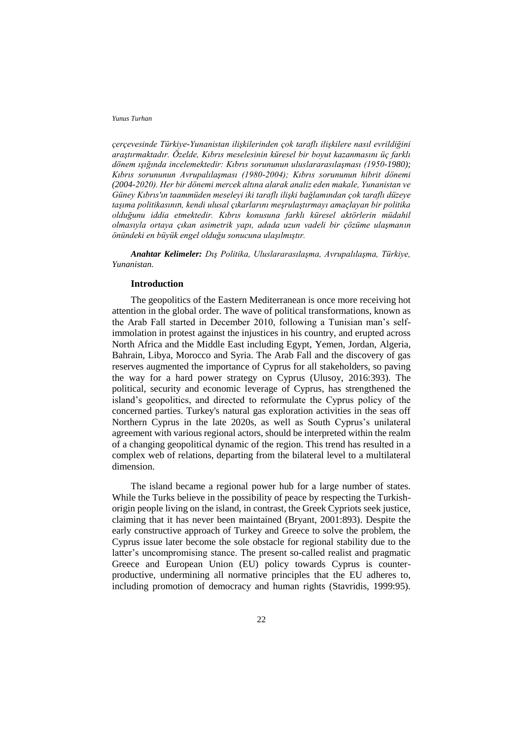*çerçevesinde Türkiye-Yunanistan ilişkilerinden çok taraflı ilişkilere nasıl evrildiğini araştırmaktadır. Özelde, Kıbrıs meselesinin küresel bir boyut kazanmasını üç farklı dönem ışığında incelemektedir: Kıbrıs sorununun uluslararasılaşması (1950-1980); Kıbrıs sorununun Avrupalılaşması (1980-2004); Kıbrıs sorununun hibrit dönemi (2004-2020). Her bir dönemi mercek altına alarak analiz eden makale, Yunanistan ve Güney Kıbrıs'ın taammüden meseleyi iki taraflı ilişki bağlamından çok taraflı düzeye taşıma politikasının, kendi ulusal çıkarlarını meşrulaştırmayı amaçlayan bir politika olduğunu iddia etmektedir. Kıbrıs konusuna farklı küresel aktörlerin müdahil olmasıyla ortaya çıkan asimetrik yapı, adada uzun vadeli bir çözüme ulaşmanın önündeki en büyük engel olduğu sonucuna ulaşılmıştır.*

***Anahtar Kelimeler:*** *Dış Politika, Uluslararasılaşma, Avrupalılaşma, Türkiye, Yunanistan.*

## Introduction

The geopolitics of the Eastern Mediterranean is once more receiving hot attention in the global order. The wave of political transformations, known as the Arab Fall started in December 2010, following a Tunisian man's self-immolation in protest against the injustices in his country, and erupted across North Africa and the Middle East including Egypt, Yemen, Jordan, Algeria, Bahrain, Libya, Morocco and Syria. The Arab Fall and the discovery of gas reserves augmented the importance of Cyprus for all stakeholders, so paving the way for a hard power strategy on Cyprus (Ulusoy, 2016:393). The political, security and economic leverage of Cyprus, has strengthened the island's geopolitics, and directed to reformulate the Cyprus policy of the concerned parties. Turkey's natural gas exploration activities in the seas off Northern Cyprus in the late 2020s, as well as South Cyprus's unilateral agreement with various regional actors, should be interpreted within the realm of a changing geopolitical dynamic of the region. This trend has resulted in a complex web of relations, departing from the bilateral level to a multilateral dimension.

The island became a regional power hub for a large number of states. While the Turks believe in the possibility of peace by respecting the Turkish-origin people living on the island, in contrast, the Greek Cypriots seek justice, claiming that it has never been maintained (Bryant, 2001:893). Despite the early constructive approach of Turkey and Greece to solve the problem, the Cyprus issue later become the sole obstacle for regional stability due to the latter's uncompromising stance. The present so-called realist and pragmatic Greece and European Union (EU) policy towards Cyprus is counter-productive, undermining all normative principles that the EU adheres to, including promotion of democracy and human rights (Stavridis, 1999:95).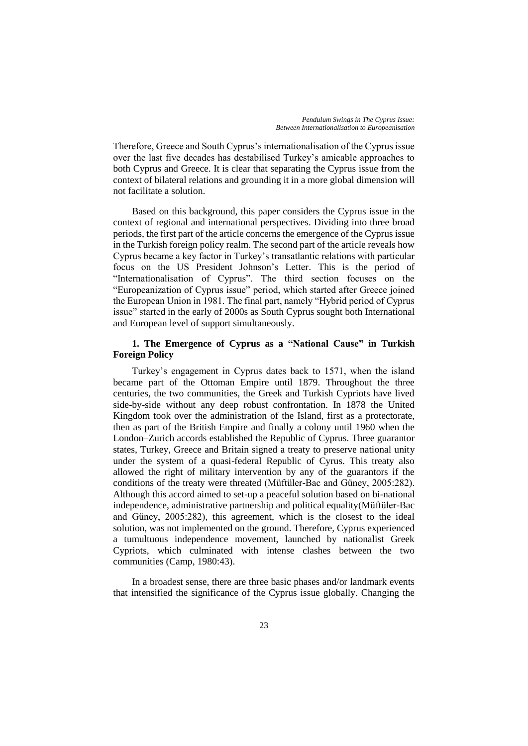Therefore, Greece and South Cyprus's internationalisation of the Cyprus issue over the last five decades has destabilised Turkey's amicable approaches to both Cyprus and Greece. It is clear that separating the Cyprus issue from the context of bilateral relations and grounding it in a more global dimension will not facilitate a solution.

Based on this background, this paper considers the Cyprus issue in the context of regional and international perspectives. Dividing into three broad periods, the first part of the article concerns the emergence of the Cyprus issue in the Turkish foreign policy realm. The second part of the article reveals how Cyprus became a key factor in Turkey's transatlantic relations with particular focus on the US President Johnson's Letter. This is the period of "Internationalisation of Cyprus". The third section focuses on the "Europeanization of Cyprus issue" period, which started after Greece joined the European Union in 1981. The final part, namely "Hybrid period of Cyprus issue" started in the early of 2000s as South Cyprus sought both International and European level of support simultaneously.

## 1. The Emergence of Cyprus as a "National Cause" in Turkish Foreign Policy

Turkey's engagement in Cyprus dates back to 1571, when the island became part of the Ottoman Empire until 1879. Throughout the three centuries, the two communities, the Greek and Turkish Cypriots have lived side-by-side without any deep robust confrontation. In 1878 the United Kingdom took over the administration of the Island, first as a protectorate, then as part of the British Empire and finally a colony until 1960 when the London–Zurich accords established the Republic of Cyprus. Three guarantor states, Turkey, Greece and Britain signed a treaty to preserve national unity under the system of a quasi-federal Republic of Cyrus. This treaty also allowed the right of military intervention by any of the guarantors if the conditions of the treaty were threated (Müftüler-Bac and Güney, 2005:282). Although this accord aimed to set-up a peaceful solution based on bi-national independence, administrative partnership and political equality(Müftüler-Bac and Güney, 2005:282), this agreement, which is the closest to the ideal solution, was not implemented on the ground. Therefore, Cyprus experienced a tumultuous independence movement, launched by nationalist Greek Cypriots, which culminated with intense clashes between the two communities (Camp, 1980:43).

In a broadest sense, there are three basic phases and/or landmark events that intensified the significance of the Cyprus issue globally. Changing the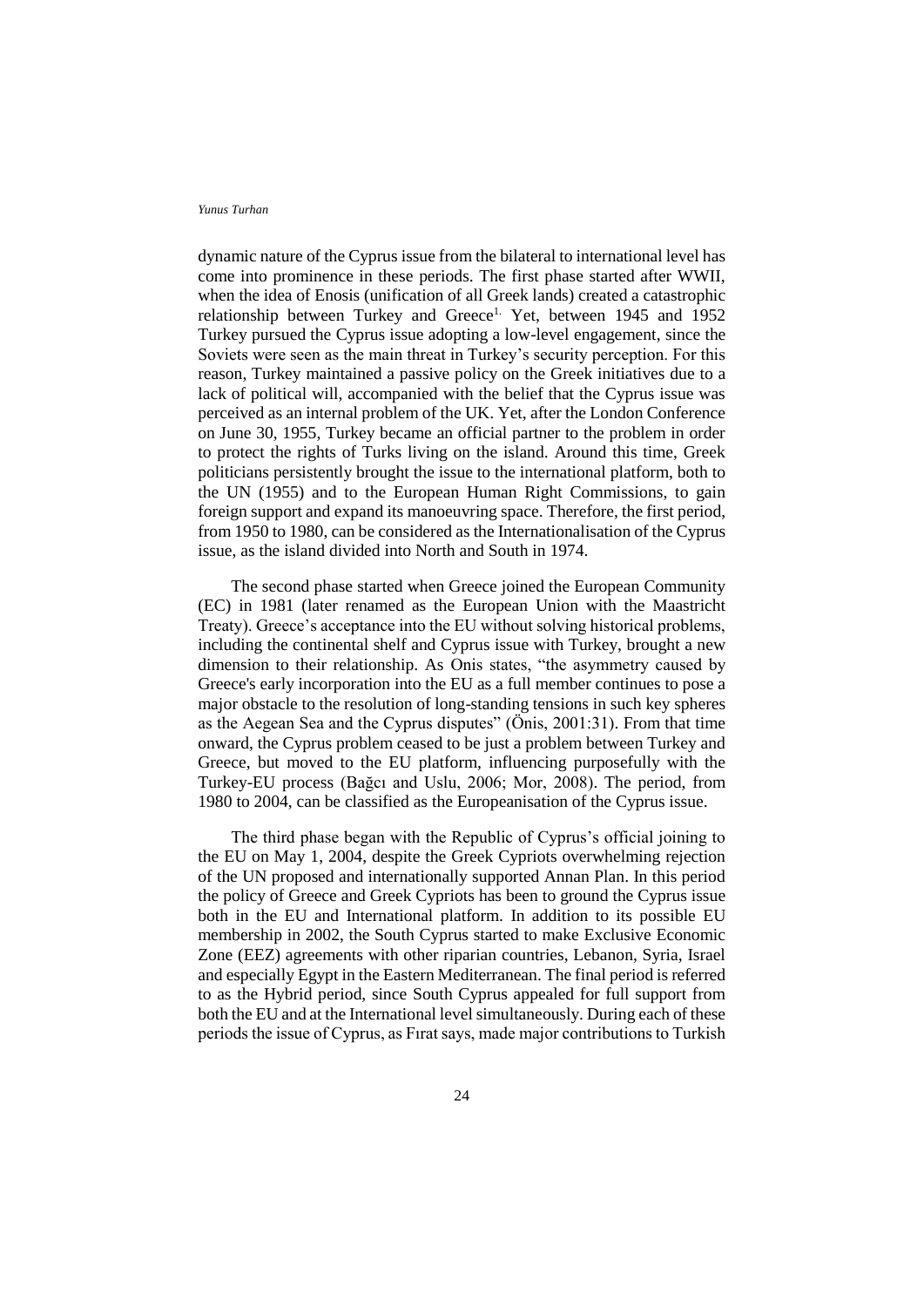dynamic nature of the Cyprus issue from the bilateral to international level has come into prominence in these periods. The first phase started after WWII, when the idea of Enosis (unification of all Greek lands) created a catastrophic relationship between Turkey and Greece[1.] Yet, between 1945 and 1952 Turkey pursued the Cyprus issue adopting a low-level engagement, since the Soviets were seen as the main threat in Turkey's security perception. For this reason, Turkey maintained a passive policy on the Greek initiatives due to a lack of political will, accompanied with the belief that the Cyprus issue was perceived as an internal problem of the UK. Yet, after the London Conference on June 30, 1955, Turkey became an official partner to the problem in order to protect the rights of Turks living on the island. Around this time, Greek politicians persistently brought the issue to the international platform, both to the UN (1955) and to the European Human Right Commissions, to gain foreign support and expand its manoeuvring space. Therefore, the first period, from 1950 to 1980, can be considered as the Internationalisation of the Cyprus issue, as the island divided into North and South in 1974.

The second phase started when Greece joined the European Community (EC) in 1981 (later renamed as the European Union with the Maastricht Treaty). Greece's acceptance into the EU without solving historical problems, including the continental shelf and Cyprus issue with Turkey, brought a new dimension to their relationship. As Onis states, "the asymmetry caused by Greece's early incorporation into the EU as a full member continues to pose a major obstacle to the resolution of long-standing tensions in such key spheres as the Aegean Sea and the Cyprus disputes" (Önis, 2001:31). From that time onward, the Cyprus problem ceased to be just a problem between Turkey and Greece, but moved to the EU platform, influencing purposefully with the Turkey-EU process (Bağcı and Uslu, 2006; Mor, 2008). The period, from 1980 to 2004, can be classified as the Europeanisation of the Cyprus issue.

The third phase began with the Republic of Cyprus's official joining to the EU on May 1, 2004, despite the Greek Cypriots overwhelming rejection of the UN proposed and internationally supported Annan Plan. In this period the policy of Greece and Greek Cypriots has been to ground the Cyprus issue both in the EU and International platform. In addition to its possible EU membership in 2002, the South Cyprus started to make Exclusive Economic Zone (EEZ) agreements with other riparian countries, Lebanon, Syria, Israel and especially Egypt in the Eastern Mediterranean. The final period is referred to as the Hybrid period, since South Cyprus appealed for full support from both the EU and at the International level simultaneously. During each of these periods the issue of Cyprus, as Fırat says, made major contributions to Turkish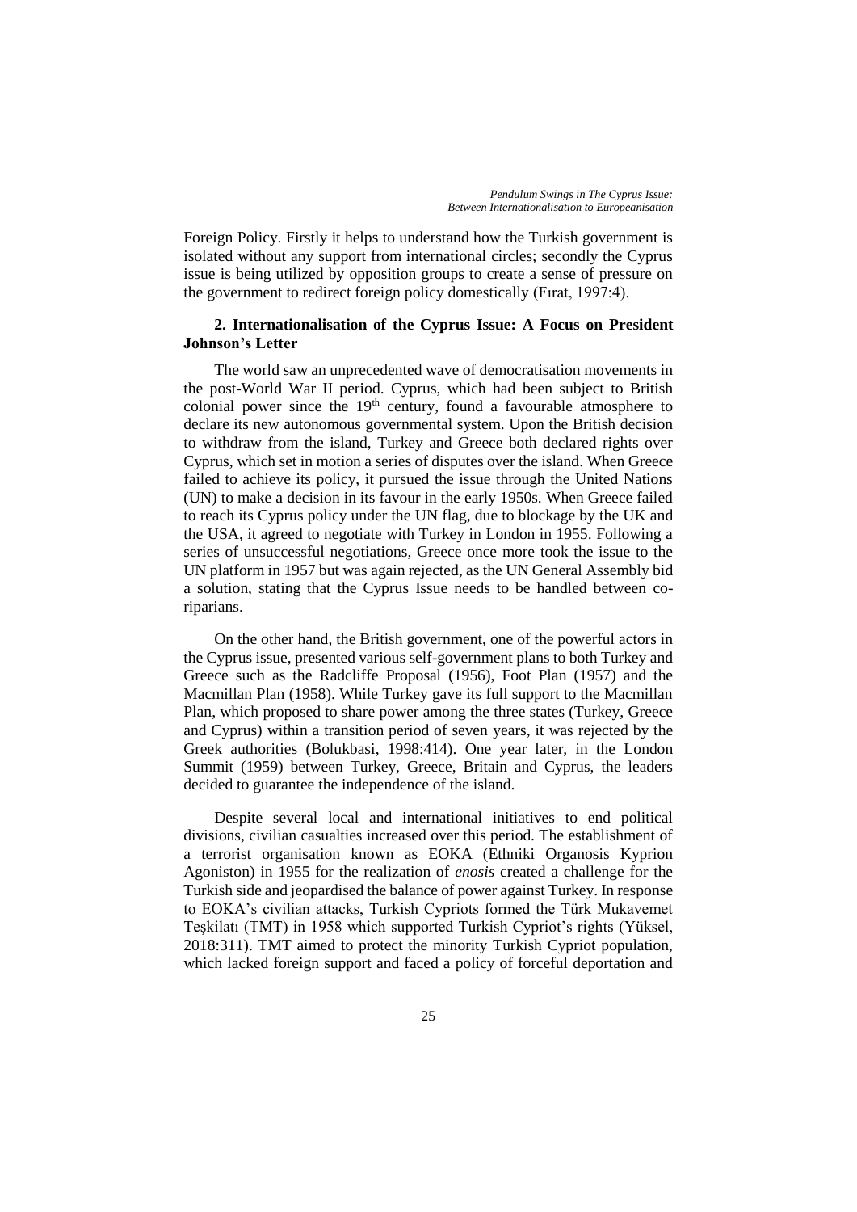Foreign Policy. Firstly it helps to understand how the Turkish government is isolated without any support from international circles; secondly the Cyprus issue is being utilized by opposition groups to create a sense of pressure on the government to redirect foreign policy domestically (Fırat, 1997:4).

## 2. Internationalisation of the Cyprus Issue: A Focus on President Johnson's Letter

The world saw an unprecedented wave of democratisation movements in the post-World War II period. Cyprus, which had been subject to British colonial power since the 19th century, found a favourable atmosphere to declare its new autonomous governmental system. Upon the British decision to withdraw from the island, Turkey and Greece both declared rights over Cyprus, which set in motion a series of disputes over the island. When Greece failed to achieve its policy, it pursued the issue through the United Nations (UN) to make a decision in its favour in the early 1950s. When Greece failed to reach its Cyprus policy under the UN flag, due to blockage by the UK and the USA, it agreed to negotiate with Turkey in London in 1955. Following a series of unsuccessful negotiations, Greece once more took the issue to the UN platform in 1957 but was again rejected, as the UN General Assembly bid a solution, stating that the Cyprus Issue needs to be handled between co-riparians.

On the other hand, the British government, one of the powerful actors in the Cyprus issue, presented various self-government plans to both Turkey and Greece such as the Radcliffe Proposal (1956), Foot Plan (1957) and the Macmillan Plan (1958). While Turkey gave its full support to the Macmillan Plan, which proposed to share power among the three states (Turkey, Greece and Cyprus) within a transition period of seven years, it was rejected by the Greek authorities (Bolukbasi, 1998:414). One year later, in the London Summit (1959) between Turkey, Greece, Britain and Cyprus, the leaders decided to guarantee the independence of the island.

Despite several local and international initiatives to end political divisions, civilian casualties increased over this period. The establishment of a terrorist organisation known as EOKA (Ethniki Organosis Kyprion Agoniston) in 1955 for the realization of *enosis* created a challenge for the Turkish side and jeopardised the balance of power against Turkey. In response to EOKA's civilian attacks, Turkish Cypriots formed the Türk Mukavemet Teşkilatı (TMT) in 1958 which supported Turkish Cypriot's rights (Yüksel, 2018:311). TMT aimed to protect the minority Turkish Cypriot population, which lacked foreign support and faced a policy of forceful deportation and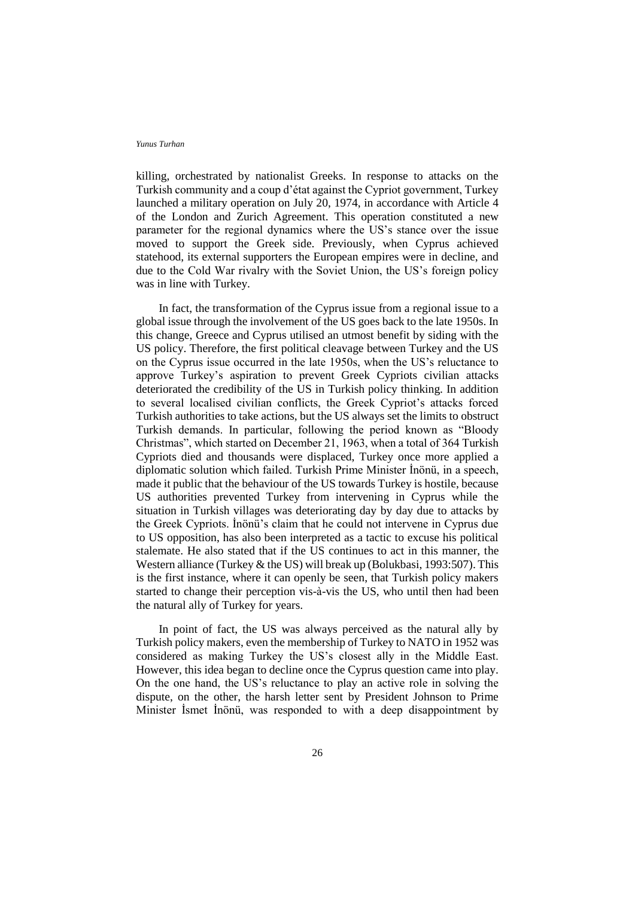killing, orchestrated by nationalist Greeks. In response to attacks on the Turkish community and a coup d'état against the Cypriot government, Turkey launched a military operation on July 20, 1974, in accordance with Article 4 of the London and Zurich Agreement. This operation constituted a new parameter for the regional dynamics where the US's stance over the issue moved to support the Greek side. Previously, when Cyprus achieved statehood, its external supporters the European empires were in decline, and due to the Cold War rivalry with the Soviet Union, the US's foreign policy was in line with Turkey.

In fact, the transformation of the Cyprus issue from a regional issue to a global issue through the involvement of the US goes back to the late 1950s. In this change, Greece and Cyprus utilised an utmost benefit by siding with the US policy. Therefore, the first political cleavage between Turkey and the US on the Cyprus issue occurred in the late 1950s, when the US's reluctance to approve Turkey's aspiration to prevent Greek Cypriots civilian attacks deteriorated the credibility of the US in Turkish policy thinking. In addition to several localised civilian conflicts, the Greek Cypriot's attacks forced Turkish authorities to take actions, but the US always set the limits to obstruct Turkish demands. In particular, following the period known as "Bloody Christmas", which started on December 21, 1963, when a total of 364 Turkish Cypriots died and thousands were displaced, Turkey once more applied a diplomatic solution which failed. Turkish Prime Minister İnönü, in a speech, made it public that the behaviour of the US towards Turkey is hostile, because US authorities prevented Turkey from intervening in Cyprus while the situation in Turkish villages was deteriorating day by day due to attacks by the Greek Cypriots. İnönü's claim that he could not intervene in Cyprus due to US opposition, has also been interpreted as a tactic to excuse his political stalemate. He also stated that if the US continues to act in this manner, the Western alliance (Turkey & the US) will break up (Bolukbasi, 1993:507). This is the first instance, where it can openly be seen, that Turkish policy makers started to change their perception vis-à-vis the US, who until then had been the natural ally of Turkey for years.

In point of fact, the US was always perceived as the natural ally by Turkish policy makers, even the membership of Turkey to NATO in 1952 was considered as making Turkey the US's closest ally in the Middle East. However, this idea began to decline once the Cyprus question came into play. On the one hand, the US's reluctance to play an active role in solving the dispute, on the other, the harsh letter sent by President Johnson to Prime Minister İsmet İnönü, was responded to with a deep disappointment by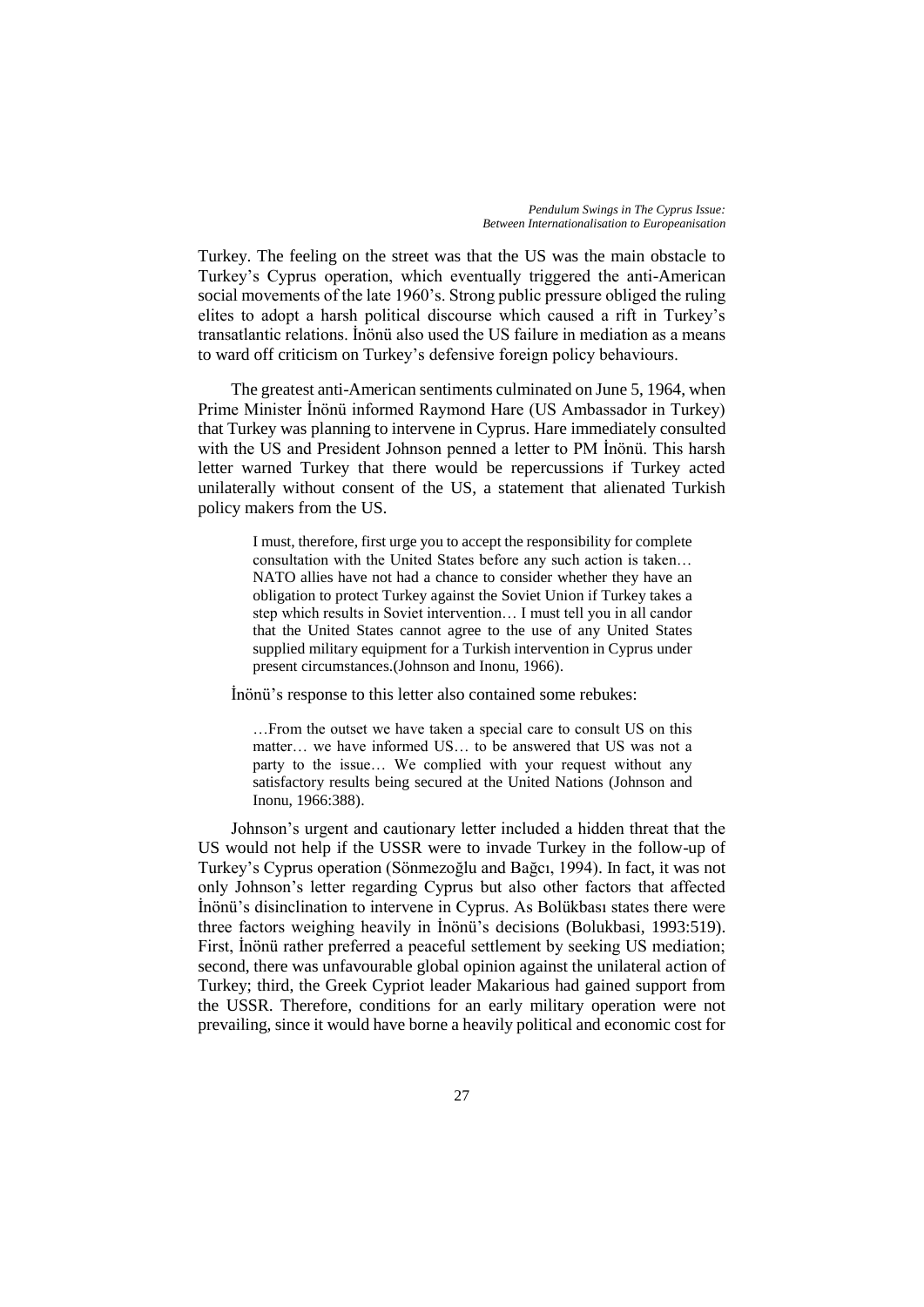Turkey. The feeling on the street was that the US was the main obstacle to Turkey's Cyprus operation, which eventually triggered the anti-American social movements of the late 1960's. Strong public pressure obliged the ruling elites to adopt a harsh political discourse which caused a rift in Turkey's transatlantic relations. İnönü also used the US failure in mediation as a means to ward off criticism on Turkey's defensive foreign policy behaviours.

The greatest anti-American sentiments culminated on June 5, 1964, when Prime Minister İnönü informed Raymond Hare (US Ambassador in Turkey) that Turkey was planning to intervene in Cyprus. Hare immediately consulted with the US and President Johnson penned a letter to PM İnönü. This harsh letter warned Turkey that there would be repercussions if Turkey acted unilaterally without consent of the US, a statement that alienated Turkish policy makers from the US.

> I must, therefore, first urge you to accept the responsibility for complete consultation with the United States before any such action is taken… NATO allies have not had a chance to consider whether they have an obligation to protect Turkey against the Soviet Union if Turkey takes a step which results in Soviet intervention… I must tell you in all candor that the United States cannot agree to the use of any United States supplied military equipment for a Turkish intervention in Cyprus under present circumstances.(Johnson and Inonu, 1966).

İnönü's response to this letter also contained some rebukes:

> …From the outset we have taken a special care to consult US on this matter… we have informed US… to be answered that US was not a party to the issue… We complied with your request without any satisfactory results being secured at the United Nations (Johnson and Inonu, 1966:388).

Johnson's urgent and cautionary letter included a hidden threat that the US would not help if the USSR were to invade Turkey in the follow-up of Turkey's Cyprus operation (Sönmezoğlu and Bağcı, 1994). In fact, it was not only Johnson's letter regarding Cyprus but also other factors that affected İnönü's disinclination to intervene in Cyprus. As Bolükbası states there were three factors weighing heavily in İnönü's decisions (Bolukbasi, 1993:519). First, İnönü rather preferred a peaceful settlement by seeking US mediation; second, there was unfavourable global opinion against the unilateral action of Turkey; third, the Greek Cypriot leader Makarious had gained support from the USSR. Therefore, conditions for an early military operation were not prevailing, since it would have borne a heavily political and economic cost for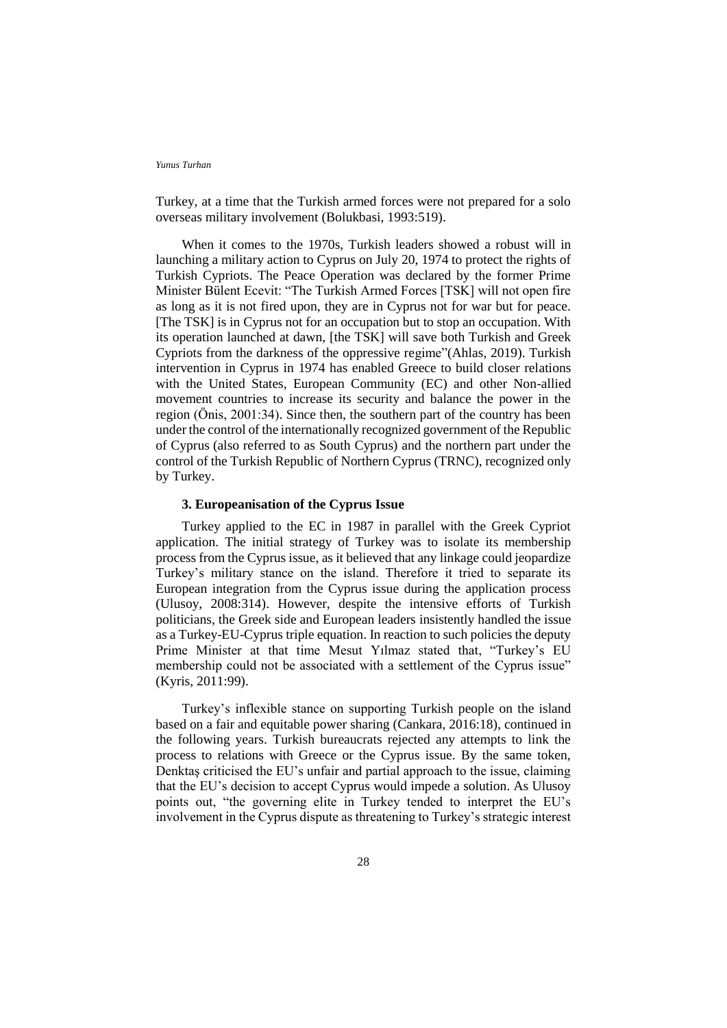Turkey, at a time that the Turkish armed forces were not prepared for a solo overseas military involvement (Bolukbasi, 1993:519).

When it comes to the 1970s, Turkish leaders showed a robust will in launching a military action to Cyprus on July 20, 1974 to protect the rights of Turkish Cypriots. The Peace Operation was declared by the former Prime Minister Bülent Ecevit: "The Turkish Armed Forces [TSK] will not open fire as long as it is not fired upon, they are in Cyprus not for war but for peace. [The TSK] is in Cyprus not for an occupation but to stop an occupation. With its operation launched at dawn, [the TSK] will save both Turkish and Greek Cypriots from the darkness of the oppressive regime"(Ahlas, 2019). Turkish intervention in Cyprus in 1974 has enabled Greece to build closer relations with the United States, European Community (EC) and other Non-allied movement countries to increase its security and balance the power in the region (Önis, 2001:34). Since then, the southern part of the country has been under the control of the internationally recognized government of the Republic of Cyprus (also referred to as South Cyprus) and the northern part under the control of the Turkish Republic of Northern Cyprus (TRNC), recognized only by Turkey.

## 3. Europeanisation of the Cyprus Issue

Turkey applied to the EC in 1987 in parallel with the Greek Cypriot application. The initial strategy of Turkey was to isolate its membership process from the Cyprus issue, as it believed that any linkage could jeopardize Turkey's military stance on the island. Therefore it tried to separate its European integration from the Cyprus issue during the application process (Ulusoy, 2008:314). However, despite the intensive efforts of Turkish politicians, the Greek side and European leaders insistently handled the issue as a Turkey-EU-Cyprus triple equation. In reaction to such policies the deputy Prime Minister at that time Mesut Yılmaz stated that, "Turkey's EU membership could not be associated with a settlement of the Cyprus issue" (Kyris, 2011:99).

Turkey's inflexible stance on supporting Turkish people on the island based on a fair and equitable power sharing (Cankara, 2016:18), continued in the following years. Turkish bureaucrats rejected any attempts to link the process to relations with Greece or the Cyprus issue. By the same token, Denktaş criticised the EU's unfair and partial approach to the issue, claiming that the EU's decision to accept Cyprus would impede a solution. As Ulusoy points out, "the governing elite in Turkey tended to interpret the EU's involvement in the Cyprus dispute as threatening to Turkey's strategic interest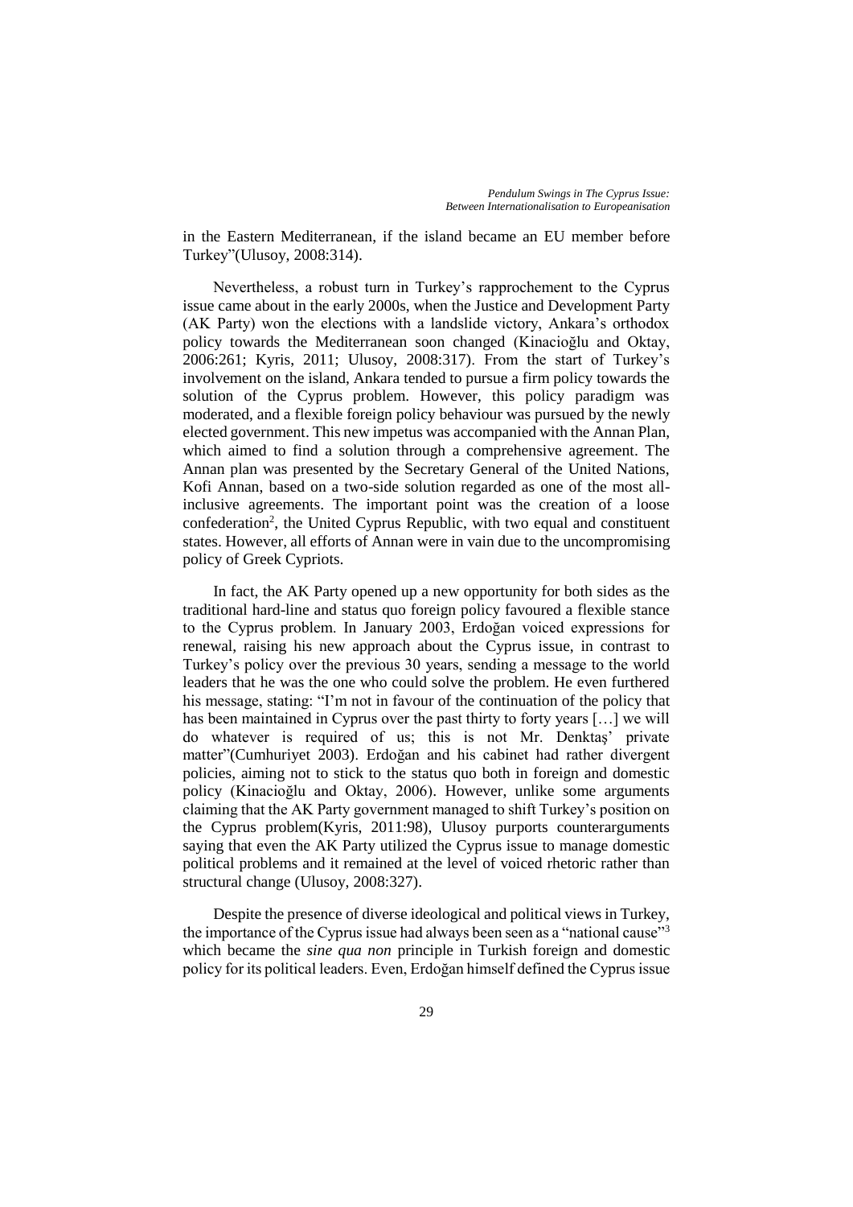in the Eastern Mediterranean, if the island became an EU member before Turkey"(Ulusoy, 2008:314).

Nevertheless, a robust turn in Turkey's rapprochement to the Cyprus issue came about in the early 2000s, when the Justice and Development Party (AK Party) won the elections with a landslide victory, Ankara's orthodox policy towards the Mediterranean soon changed (Kinacioğlu and Oktay, 2006:261; Kyris, 2011; Ulusoy, 2008:317). From the start of Turkey's involvement on the island, Ankara tended to pursue a firm policy towards the solution of the Cyprus problem. However, this policy paradigm was moderated, and a flexible foreign policy behaviour was pursued by the newly elected government. This new impetus was accompanied with the Annan Plan, which aimed to find a solution through a comprehensive agreement. The Annan plan was presented by the Secretary General of the United Nations, Kofi Annan, based on a two-side solution regarded as one of the most all-inclusive agreements. The important point was the creation of a loose confederation[2], the United Cyprus Republic, with two equal and constituent states. However, all efforts of Annan were in vain due to the uncompromising policy of Greek Cypriots.

In fact, the AK Party opened up a new opportunity for both sides as the traditional hard-line and status quo foreign policy favoured a flexible stance to the Cyprus problem. In January 2003, Erdoğan voiced expressions for renewal, raising his new approach about the Cyprus issue, in contrast to Turkey's policy over the previous 30 years, sending a message to the world leaders that he was the one who could solve the problem. He even furthered his message, stating: "I'm not in favour of the continuation of the policy that has been maintained in Cyprus over the past thirty to forty years […] we will do whatever is required of us; this is not Mr. Denktaş' private matter"(Cumhuriyet 2003). Erdoğan and his cabinet had rather divergent policies, aiming not to stick to the status quo both in foreign and domestic policy (Kinacioğlu and Oktay, 2006). However, unlike some arguments claiming that the AK Party government managed to shift Turkey's position on the Cyprus problem(Kyris, 2011:98), Ulusoy purports counterarguments saying that even the AK Party utilized the Cyprus issue to manage domestic political problems and it remained at the level of voiced rhetoric rather than structural change (Ulusoy, 2008:327).

Despite the presence of diverse ideological and political views in Turkey, the importance of the Cyprus issue had always been seen as a "national cause"[3] which became the *sine qua non* principle in Turkish foreign and domestic policy for its political leaders. Even, Erdoğan himself defined the Cyprus issue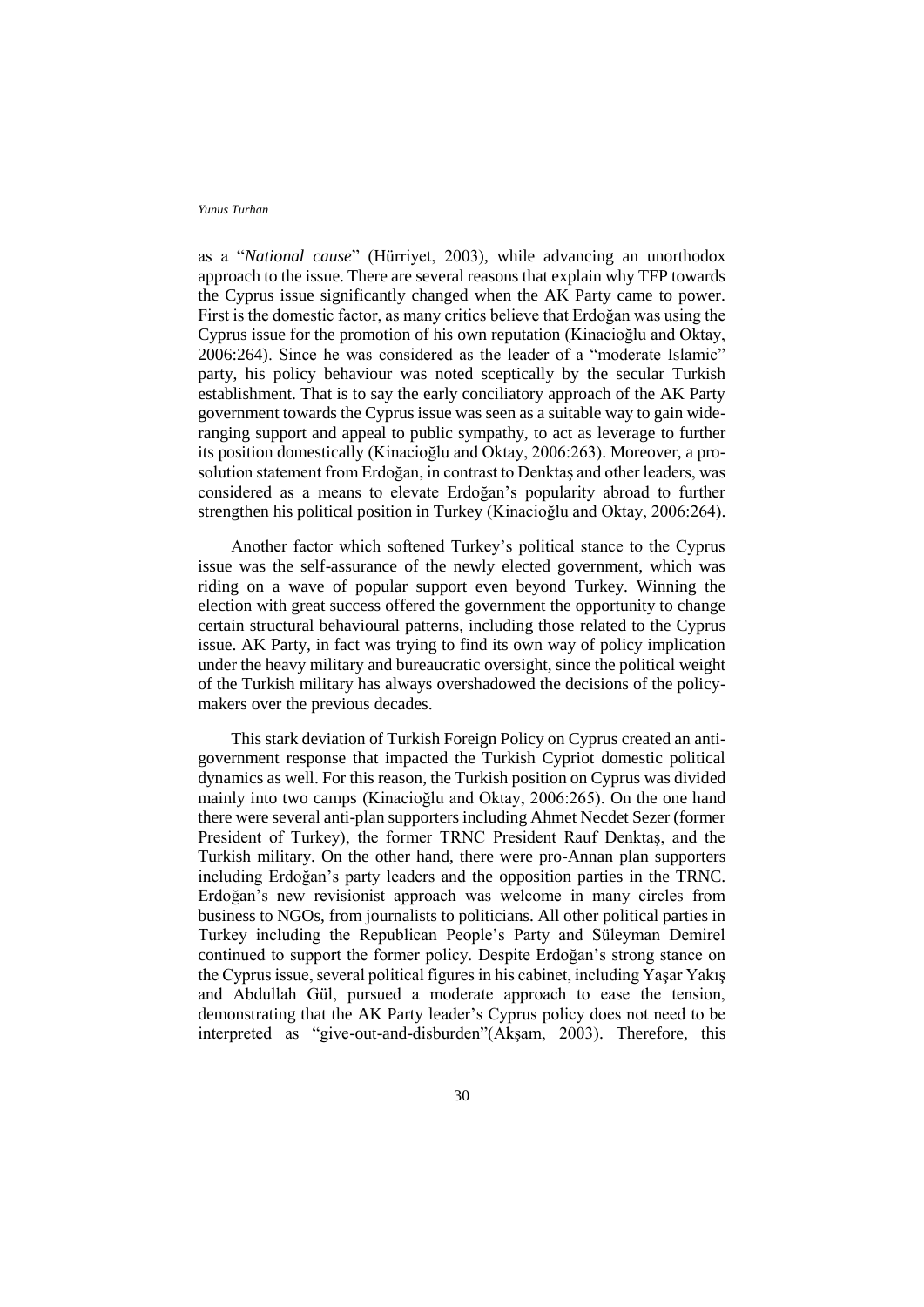as a "*National cause*" (Hürriyet, 2003), while advancing an unorthodox approach to the issue. There are several reasons that explain why TFP towards the Cyprus issue significantly changed when the AK Party came to power. First is the domestic factor, as many critics believe that Erdoğan was using the Cyprus issue for the promotion of his own reputation (Kinacioğlu and Oktay, 2006:264). Since he was considered as the leader of a "moderate Islamic" party, his policy behaviour was noted sceptically by the secular Turkish establishment. That is to say the early conciliatory approach of the AK Party government towards the Cyprus issue was seen as a suitable way to gain wide-ranging support and appeal to public sympathy, to act as leverage to further its position domestically (Kinacioğlu and Oktay, 2006:263). Moreover, a pro-solution statement from Erdoğan, in contrast to Denktaş and other leaders, was considered as a means to elevate Erdoğan's popularity abroad to further strengthen his political position in Turkey (Kinacioğlu and Oktay, 2006:264).

Another factor which softened Turkey's political stance to the Cyprus issue was the self-assurance of the newly elected government, which was riding on a wave of popular support even beyond Turkey. Winning the election with great success offered the government the opportunity to change certain structural behavioural patterns, including those related to the Cyprus issue. AK Party, in fact was trying to find its own way of policy implication under the heavy military and bureaucratic oversight, since the political weight of the Turkish military has always overshadowed the decisions of the policy-makers over the previous decades.

This stark deviation of Turkish Foreign Policy on Cyprus created an anti-government response that impacted the Turkish Cypriot domestic political dynamics as well. For this reason, the Turkish position on Cyprus was divided mainly into two camps (Kinacioğlu and Oktay, 2006:265). On the one hand there were several anti-plan supporters including Ahmet Necdet Sezer (former President of Turkey), the former TRNC President Rauf Denktaş, and the Turkish military. On the other hand, there were pro-Annan plan supporters including Erdoğan's party leaders and the opposition parties in the TRNC. Erdoğan's new revisionist approach was welcome in many circles from business to NGOs, from journalists to politicians. All other political parties in Turkey including the Republican People's Party and Süleyman Demirel continued to support the former policy. Despite Erdoğan's strong stance on the Cyprus issue, several political figures in his cabinet, including Yaşar Yakış and Abdullah Gül, pursued a moderate approach to ease the tension, demonstrating that the AK Party leader's Cyprus policy does not need to be interpreted as "give-out-and-disburden"(Akşam, 2003). Therefore, this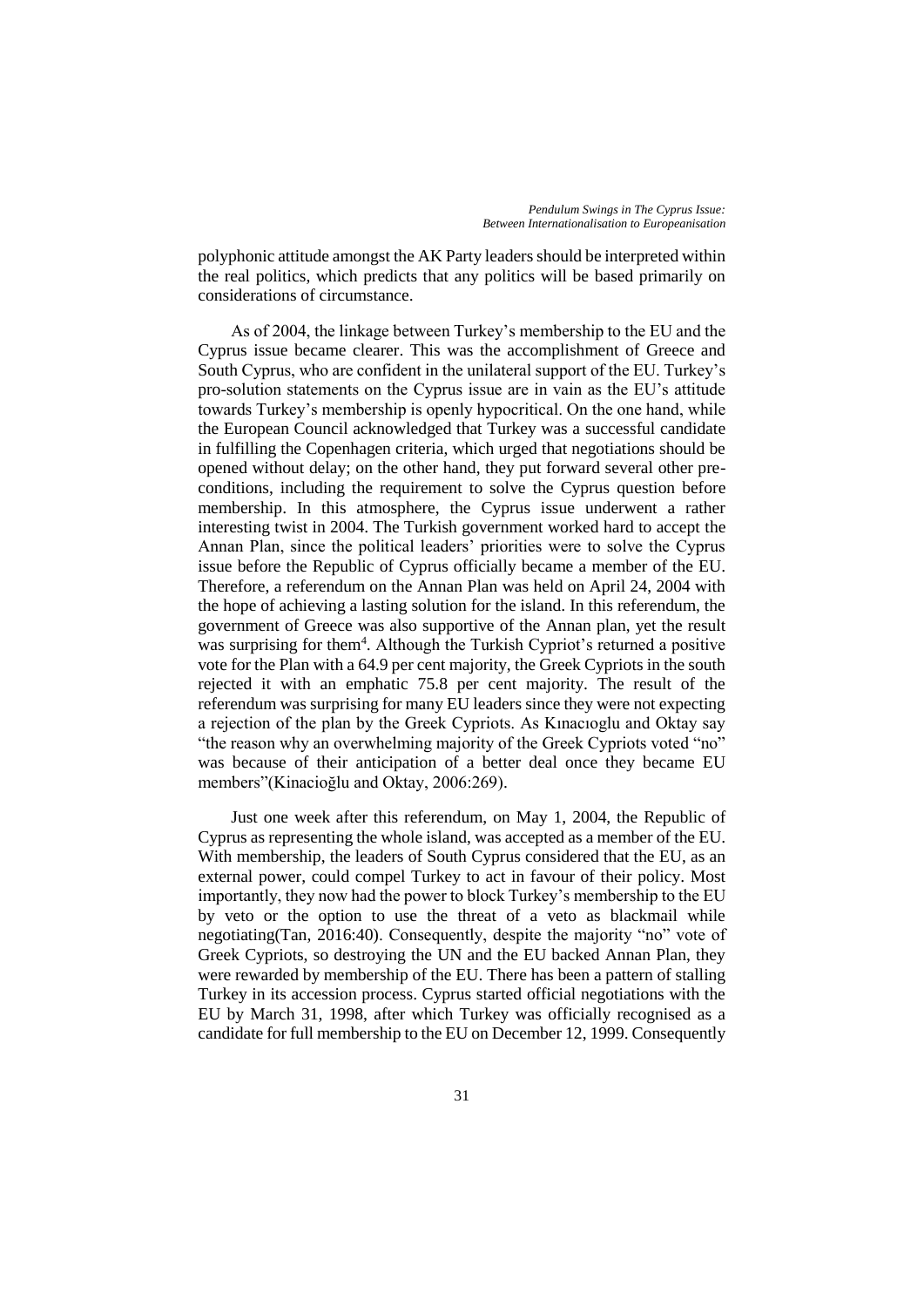polyphonic attitude amongst the AK Party leaders should be interpreted within the real politics, which predicts that any politics will be based primarily on considerations of circumstance.

As of 2004, the linkage between Turkey's membership to the EU and the Cyprus issue became clearer. This was the accomplishment of Greece and South Cyprus, who are confident in the unilateral support of the EU. Turkey's pro-solution statements on the Cyprus issue are in vain as the EU's attitude towards Turkey's membership is openly hypocritical. On the one hand, while the European Council acknowledged that Turkey was a successful candidate in fulfilling the Copenhagen criteria, which urged that negotiations should be opened without delay; on the other hand, they put forward several other pre-conditions, including the requirement to solve the Cyprus question before membership. In this atmosphere, the Cyprus issue underwent a rather interesting twist in 2004. The Turkish government worked hard to accept the Annan Plan, since the political leaders' priorities were to solve the Cyprus issue before the Republic of Cyprus officially became a member of the EU. Therefore, a referendum on the Annan Plan was held on April 24, 2004 with the hope of achieving a lasting solution for the island. In this referendum, the government of Greece was also supportive of the Annan plan, yet the result was surprising for them[4]. Although the Turkish Cypriot's returned a positive vote for the Plan with a 64.9 per cent majority, the Greek Cypriots in the south rejected it with an emphatic 75.8 per cent majority. The result of the referendum was surprising for many EU leaders since they were not expecting a rejection of the plan by the Greek Cypriots. As Kınacıoglu and Oktay say "the reason why an overwhelming majority of the Greek Cypriots voted "no" was because of their anticipation of a better deal once they became EU members"(Kinacioğlu and Oktay, 2006:269).

Just one week after this referendum, on May 1, 2004, the Republic of Cyprus as representing the whole island, was accepted as a member of the EU. With membership, the leaders of South Cyprus considered that the EU, as an external power, could compel Turkey to act in favour of their policy. Most importantly, they now had the power to block Turkey's membership to the EU by veto or the option to use the threat of a veto as blackmail while negotiating(Tan, 2016:40). Consequently, despite the majority "no" vote of Greek Cypriots, so destroying the UN and the EU backed Annan Plan, they were rewarded by membership of the EU. There has been a pattern of stalling Turkey in its accession process. Cyprus started official negotiations with the EU by March 31, 1998, after which Turkey was officially recognised as a candidate for full membership to the EU on December 12, 1999. Consequently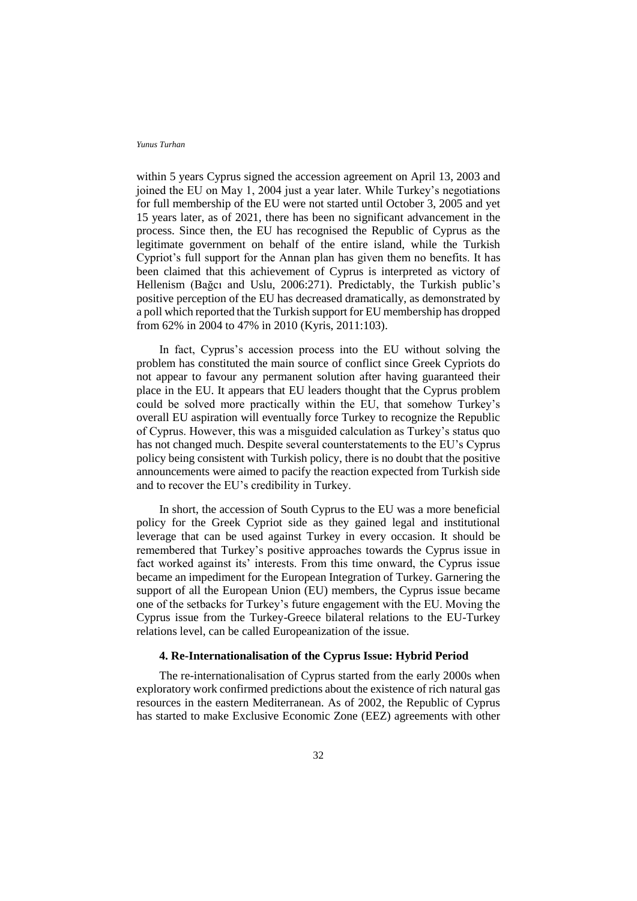within 5 years Cyprus signed the accession agreement on April 13, 2003 and joined the EU on May 1, 2004 just a year later. While Turkey's negotiations for full membership of the EU were not started until October 3, 2005 and yet 15 years later, as of 2021, there has been no significant advancement in the process. Since then, the EU has recognised the Republic of Cyprus as the legitimate government on behalf of the entire island, while the Turkish Cypriot's full support for the Annan plan has given them no benefits. It has been claimed that this achievement of Cyprus is interpreted as victory of Hellenism (Bağcı and Uslu, 2006:271). Predictably, the Turkish public's positive perception of the EU has decreased dramatically, as demonstrated by a poll which reported that the Turkish support for EU membership has dropped from 62% in 2004 to 47% in 2010 (Kyris, 2011:103).

In fact, Cyprus's accession process into the EU without solving the problem has constituted the main source of conflict since Greek Cypriots do not appear to favour any permanent solution after having guaranteed their place in the EU. It appears that EU leaders thought that the Cyprus problem could be solved more practically within the EU, that somehow Turkey's overall EU aspiration will eventually force Turkey to recognize the Republic of Cyprus. However, this was a misguided calculation as Turkey's status quo has not changed much. Despite several counterstatements to the EU's Cyprus policy being consistent with Turkish policy, there is no doubt that the positive announcements were aimed to pacify the reaction expected from Turkish side and to recover the EU's credibility in Turkey.

In short, the accession of South Cyprus to the EU was a more beneficial policy for the Greek Cypriot side as they gained legal and institutional leverage that can be used against Turkey in every occasion. It should be remembered that Turkey's positive approaches towards the Cyprus issue in fact worked against its' interests. From this time onward, the Cyprus issue became an impediment for the European Integration of Turkey. Garnering the support of all the European Union (EU) members, the Cyprus issue became one of the setbacks for Turkey's future engagement with the EU. Moving the Cyprus issue from the Turkey-Greece bilateral relations to the EU-Turkey relations level, can be called Europeanization of the issue.

## 4. Re-Internationalisation of the Cyprus Issue: Hybrid Period

The re-internationalisation of Cyprus started from the early 2000s when exploratory work confirmed predictions about the existence of rich natural gas resources in the eastern Mediterranean. As of 2002, the Republic of Cyprus has started to make Exclusive Economic Zone (EEZ) agreements with other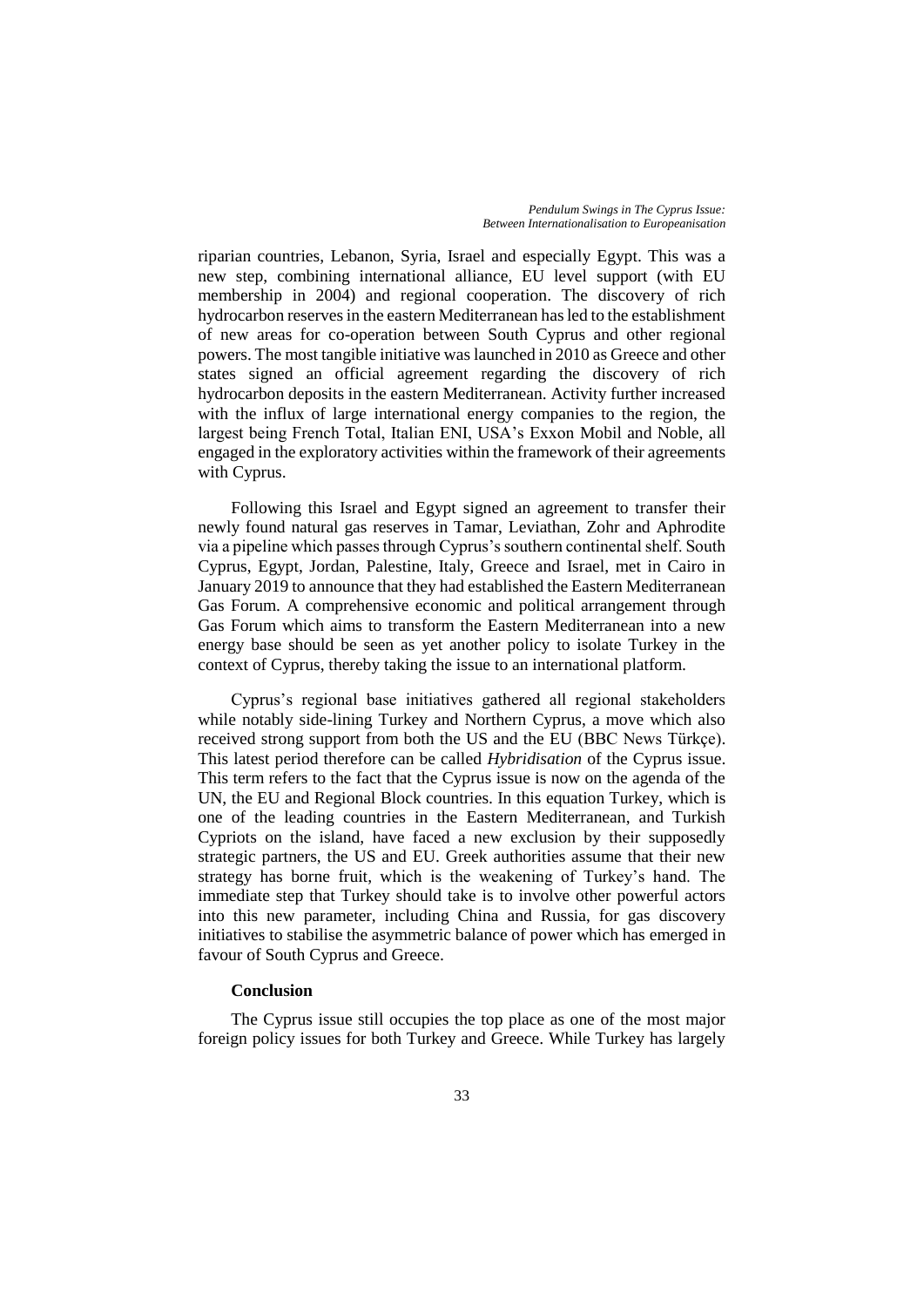riparian countries, Lebanon, Syria, Israel and especially Egypt. This was a new step, combining international alliance, EU level support (with EU membership in 2004) and regional cooperation. The discovery of rich hydrocarbon reserves in the eastern Mediterranean has led to the establishment of new areas for co-operation between South Cyprus and other regional powers. The most tangible initiative was launched in 2010 as Greece and other states signed an official agreement regarding the discovery of rich hydrocarbon deposits in the eastern Mediterranean. Activity further increased with the influx of large international energy companies to the region, the largest being French Total, Italian ENI, USA's Exxon Mobil and Noble, all engaged in the exploratory activities within the framework of their agreements with Cyprus.

Following this Israel and Egypt signed an agreement to transfer their newly found natural gas reserves in Tamar, Leviathan, Zohr and Aphrodite via a pipeline which passes through Cyprus's southern continental shelf. South Cyprus, Egypt, Jordan, Palestine, Italy, Greece and Israel, met in Cairo in January 2019 to announce that they had established the Eastern Mediterranean Gas Forum. A comprehensive economic and political arrangement through Gas Forum which aims to transform the Eastern Mediterranean into a new energy base should be seen as yet another policy to isolate Turkey in the context of Cyprus, thereby taking the issue to an international platform.

Cyprus's regional base initiatives gathered all regional stakeholders while notably side-lining Turkey and Northern Cyprus, a move which also received strong support from both the US and the EU (BBC News Türkçe). This latest period therefore can be called *Hybridisation* of the Cyprus issue. This term refers to the fact that the Cyprus issue is now on the agenda of the UN, the EU and Regional Block countries. In this equation Turkey, which is one of the leading countries in the Eastern Mediterranean, and Turkish Cypriots on the island, have faced a new exclusion by their supposedly strategic partners, the US and EU. Greek authorities assume that their new strategy has borne fruit, which is the weakening of Turkey's hand. The immediate step that Turkey should take is to involve other powerful actors into this new parameter, including China and Russia, for gas discovery initiatives to stabilise the asymmetric balance of power which has emerged in favour of South Cyprus and Greece.

## Conclusion

The Cyprus issue still occupies the top place as one of the most major foreign policy issues for both Turkey and Greece. While Turkey has largely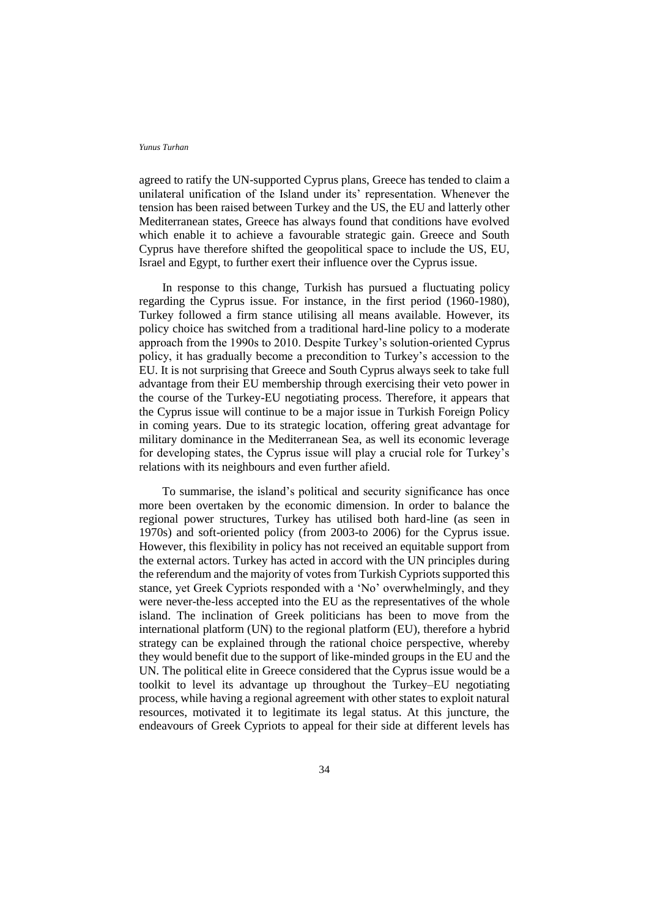agreed to ratify the UN-supported Cyprus plans, Greece has tended to claim a unilateral unification of the Island under its' representation. Whenever the tension has been raised between Turkey and the US, the EU and latterly other Mediterranean states, Greece has always found that conditions have evolved which enable it to achieve a favourable strategic gain. Greece and South Cyprus have therefore shifted the geopolitical space to include the US, EU, Israel and Egypt, to further exert their influence over the Cyprus issue.

In response to this change, Turkish has pursued a fluctuating policy regarding the Cyprus issue. For instance, in the first period (1960-1980), Turkey followed a firm stance utilising all means available. However, its policy choice has switched from a traditional hard-line policy to a moderate approach from the 1990s to 2010. Despite Turkey's solution-oriented Cyprus policy, it has gradually become a precondition to Turkey's accession to the EU. It is not surprising that Greece and South Cyprus always seek to take full advantage from their EU membership through exercising their veto power in the course of the Turkey-EU negotiating process. Therefore, it appears that the Cyprus issue will continue to be a major issue in Turkish Foreign Policy in coming years. Due to its strategic location, offering great advantage for military dominance in the Mediterranean Sea, as well its economic leverage for developing states, the Cyprus issue will play a crucial role for Turkey's relations with its neighbours and even further afield.

To summarise, the island's political and security significance has once more been overtaken by the economic dimension. In order to balance the regional power structures, Turkey has utilised both hard-line (as seen in 1970s) and soft-oriented policy (from 2003-to 2006) for the Cyprus issue. However, this flexibility in policy has not received an equitable support from the external actors. Turkey has acted in accord with the UN principles during the referendum and the majority of votes from Turkish Cypriots supported this stance, yet Greek Cypriots responded with a 'No' overwhelmingly, and they were never-the-less accepted into the EU as the representatives of the whole island. The inclination of Greek politicians has been to move from the international platform (UN) to the regional platform (EU), therefore a hybrid strategy can be explained through the rational choice perspective, whereby they would benefit due to the support of like-minded groups in the EU and the UN. The political elite in Greece considered that the Cyprus issue would be a toolkit to level its advantage up throughout the Turkey–EU negotiating process, while having a regional agreement with other states to exploit natural resources, motivated it to legitimate its legal status. At this juncture, the endeavours of Greek Cypriots to appeal for their side at different levels has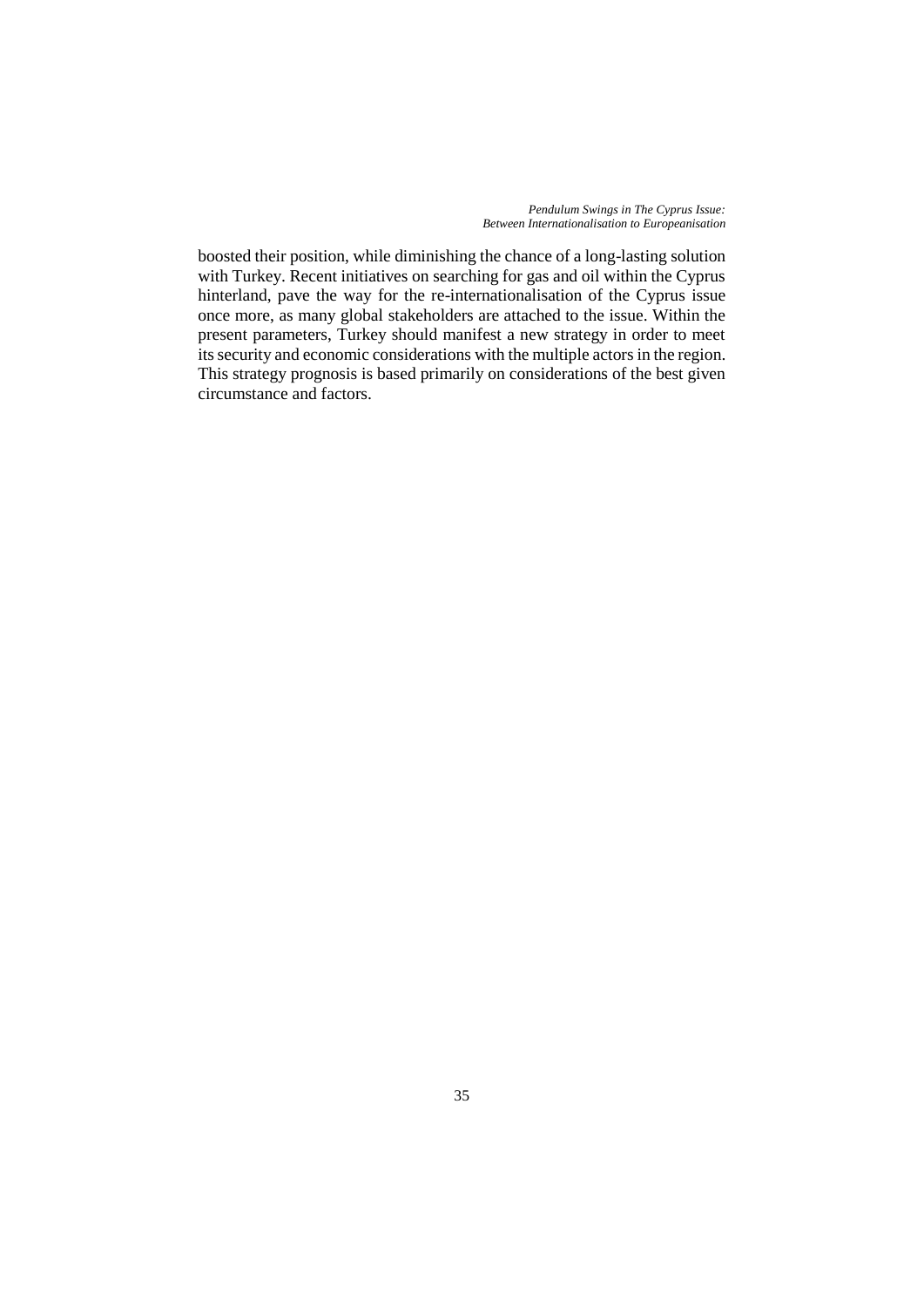boosted their position, while diminishing the chance of a long-lasting solution with Turkey. Recent initiatives on searching for gas and oil within the Cyprus hinterland, pave the way for the re-internationalisation of the Cyprus issue once more, as many global stakeholders are attached to the issue. Within the present parameters, Turkey should manifest a new strategy in order to meet its security and economic considerations with the multiple actors in the region. This strategy prognosis is based primarily on considerations of the best given circumstance and factors.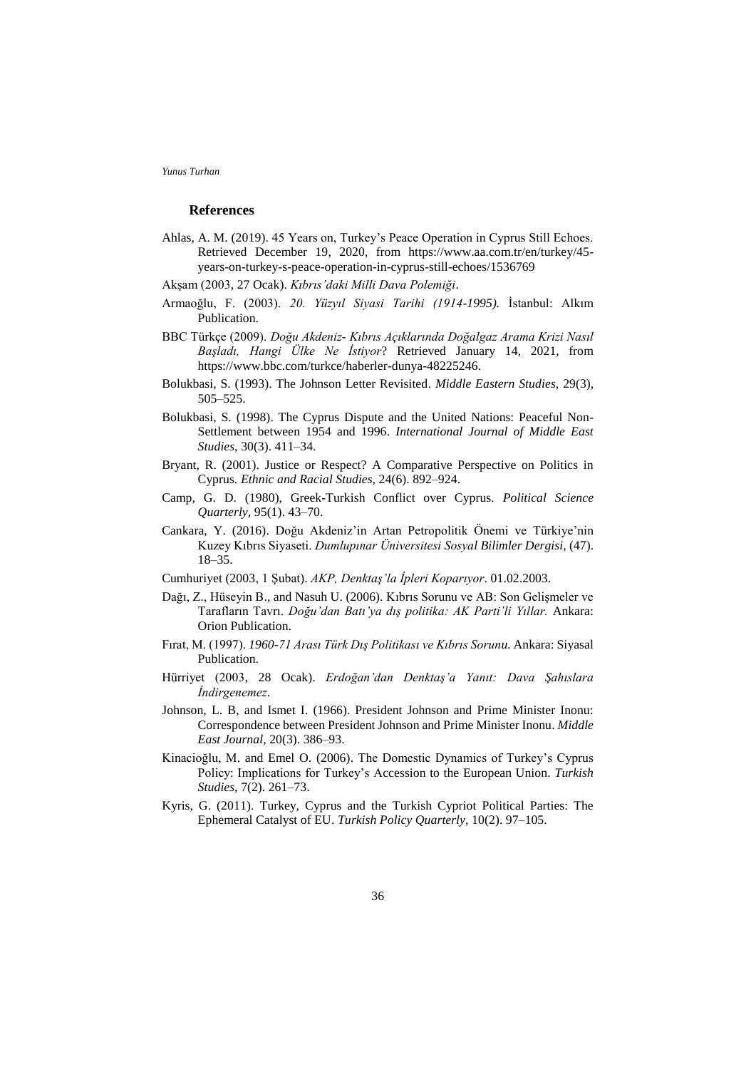## References

Ahlas, A. M. (2019). 45 Years on, Turkey's Peace Operation in Cyprus Still Echoes. Retrieved December 19, 2020, from https://www.aa.com.tr/en/turkey/45-years-on-turkey-s-peace-operation-in-cyprus-still-echoes/1536769

Akşam (2003, 27 Ocak). *Kıbrıs'daki Milli Dava Polemiği*.

Armaoğlu, F. (2003). *20. Yüzyıl Siyasi Tarihi (1914-1995).* İstanbul: Alkım Publication.

BBC Türkçe (2009). *Doğu Akdeniz- Kıbrıs Açıklarında Doğalgaz Arama Krizi Nasıl Başladı, Hangi Ülke Ne İstiyor*? Retrieved January 14, 2021, from https://www.bbc.com/turkce/haberler-dunya-48225246.

Bolukbasi, S. (1993). The Johnson Letter Revisited. *Middle Eastern Studies*, 29(3), 505–525.

Bolukbasi, S. (1998). The Cyprus Dispute and the United Nations: Peaceful Non-Settlement between 1954 and 1996. *International Journal of Middle East Studies*, 30(3). 411–34.

Bryant, R. (2001). Justice or Respect? A Comparative Perspective on Politics in Cyprus. *Ethnic and Racial Studies,* 24(6). 892–924.

Camp, G. D. (1980), Greek-Turkish Conflict over Cyprus. *Political Science Quarterly*, 95(1). 43–70.

Cankara, Y. (2016). Doğu Akdeniz'in Artan Petropolitik Önemi ve Türkiye'nin Kuzey Kıbrıs Siyaseti. *Dumlupınar Üniversitesi Sosyal Bilimler Dergisi*, (47). 18–35.

Cumhuriyet (2003, 1 Şubat). *AKP, Denktaş'la İpleri Koparıyor*. 01.02.2003.

Dağı, Z., Hüseyin B., and Nasuh U. (2006). Kıbrıs Sorunu ve AB: Son Gelişmeler ve Tarafların Tavrı. *Doğu'dan Batı'ya dış politika: AK Parti'li Yıllar.* Ankara: Orion Publication.

Fırat, M. (1997). *1960-71 Arası Türk Dış Politikası ve Kıbrıs Sorunu.* Ankara: Siyasal Publication.

Hürriyet (2003, 28 Ocak). *Erdoğan'dan Denktaş'a Yanıt: Dava Şahıslara İndirgenemez*.

Johnson, L. B, and Ismet I. (1966). President Johnson and Prime Minister Inonu: Correspondence between President Johnson and Prime Minister Inonu. *Middle East Journal,* 20(3). 386–93.

Kinacioğlu, M. and Emel O. (2006). The Domestic Dynamics of Turkey's Cyprus Policy: Implications for Turkey's Accession to the European Union. *Turkish Studies*, 7(2). 261–73.

Kyris, G. (2011). Turkey, Cyprus and the Turkish Cypriot Political Parties: The Ephemeral Catalyst of EU. *Turkish Policy Quarterly,* 10(2). 97–105.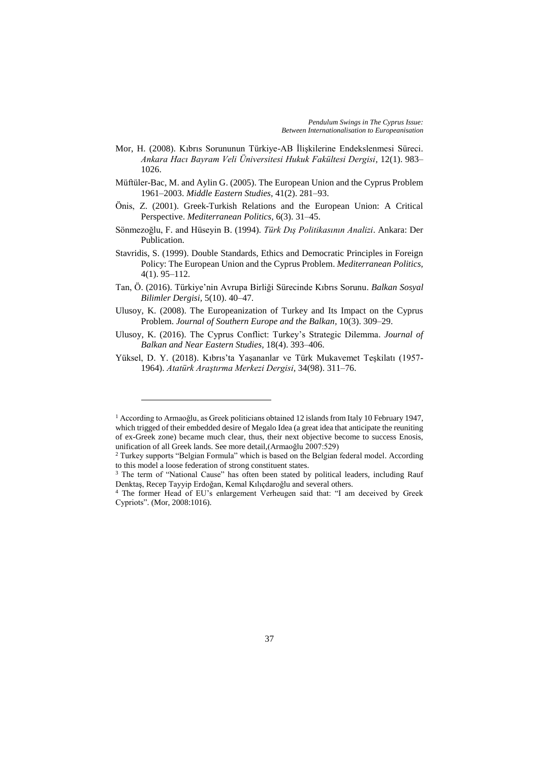Mor, H. (2008). Kıbrıs Sorununun Türkiye-AB İlişkilerine Endekslenmesi Süreci. *Ankara Hacı Bayram Veli Üniversitesi Hukuk Fakültesi Dergisi*, 12(1). 983–1026.

Müftüler-Bac, M. and Aylin G. (2005). The European Union and the Cyprus Problem 1961–2003. *Middle Eastern Studies*, 41(2). 281–93.

Önis, Z. (2001). Greek-Turkish Relations and the European Union: A Critical Perspective. *Mediterranean Politics*, 6(3). 31–45.

Sönmezoğlu, F. and Hüseyin B. (1994). *Türk Dış Politikasının Analizi*. Ankara: Der Publication.

Stavridis, S. (1999). Double Standards, Ethics and Democratic Principles in Foreign Policy: The European Union and the Cyprus Problem. *Mediterranean Politics*, 4(1). 95–112.

Tan, Ö. (2016). Türkiye'nin Avrupa Birliği Sürecinde Kıbrıs Sorunu. *Balkan Sosyal Bilimler Dergisi*, 5(10). 40–47.

Ulusoy, K. (2008). The Europeanization of Turkey and Its Impact on the Cyprus Problem. *Journal of Southern Europe and the Balkan*, 10(3). 309–29.

Ulusoy, K. (2016). The Cyprus Conflict: Turkey's Strategic Dilemma. *Journal of Balkan and Near Eastern Studies*, 18(4). 393–406.

Yüksel, D. Y. (2018). Kıbrıs'ta Yaşananlar ve Türk Mukavemet Teşkilatı (1957-1964). *Atatürk Araştırma Merkezi Dergisi*, 34(98). 311–76.

---

[1] According to Armaoğlu, as Greek politicians obtained 12 islands from Italy 10 February 1947, which trigged of their embedded desire of Megalo Idea (a great idea that anticipate the reuniting of ex-Greek zone) became much clear, thus, their next objective become to success Enosis, unification of all Greek lands. See more detail,(Armaoğlu 2007:529)

[2] Turkey supports "Belgian Formula" which is based on the Belgian federal model. According to this model a loose federation of strong constituent states.

[3] The term of "National Cause" has often been stated by political leaders, including Rauf Denktaş, Recep Tayyip Erdoğan, Kemal Kılıçdaroğlu and several others.

[4] The former Head of EU's enlargement Verheugen said that: "I am deceived by Greek Cypriots". (Mor, 2008:1016).